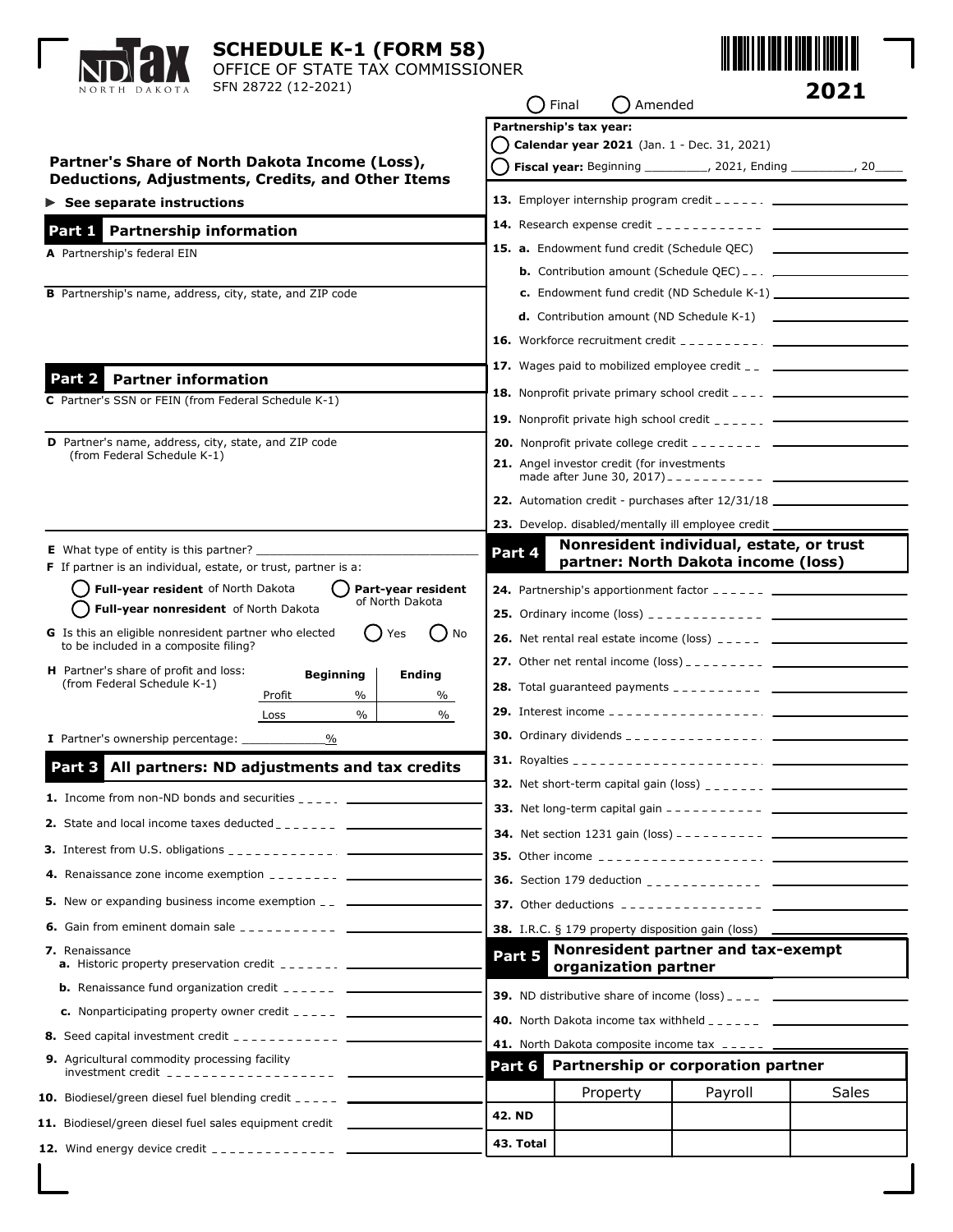# SCHEDULE K-1 (FORM 58)

OFFICE OF STATE TAX COMMISSIONER

SFN 28722 (12-2021)

**2021**

◯ Final ◯ Amended

## Partner's Share of North Dakota Income (Loss), Deductions, Adjustments, Credits, and Other Items

► **See separate instructions**

**Partnership's tax year:**

◯ **Calendar year 2021** (Jan. 1 - Dec. 31, 2021)

◯ **Fiscal year:** Beginning _________, 2021, Ending _________, 20____

## Part 1 Partnership information

**A** Partnership's federal EIN

**B** Partnership's name, address, city, state, and ZIP code

## Part 2 Partner information

**C** Partner's SSN or FEIN (from Federal Schedule K-1)

**D** Partner's name, address, city, state, and ZIP code (from Federal Schedule K-1)

**E** What type of entity is this partner? ______________________________

**F** If partner is an individual, estate, or trust, partner is a:

◯ **Full-year resident** of North Dakota ◯ **Part-year resident** of North Dakota

◯ **Full-year nonresident** of North Dakota

**G** Is this an eligible nonresident partner who elected to be included in a composite filing? ◯ Yes ◯ No

**H** Partner's share of profit and loss: (from Federal Schedule K-1)

| | Beginning | Ending |
|---|---|---|
| Profit | % | % |
| Loss | % | % |

**I** Partner's ownership percentage: ____________%

## Part 3 All partners: ND adjustments and tax credits

**1.** Income from non-ND bonds and securities ____________

**2.** State and local income taxes deducted ____________

**3.** Interest from U.S. obligations ____________

**4.** Renaissance zone income exemption ____________

**5.** New or expanding business income exemption ____________

**6.** Gain from eminent domain sale ____________

**7.** Renaissance

**a.** Historic property preservation credit ____________

**b.** Renaissance fund organization credit ____________

**c.** Nonparticipating property owner credit ____________

**8.** Seed capital investment credit ____________

**9.** Agricultural commodity processing facility investment credit ____________

**10.** Biodiesel/green diesel fuel blending credit ____________

**11.** Biodiesel/green diesel fuel sales equipment credit ____________

**12.** Wind energy device credit ____________

**13.** Employer internship program credit ____________

**14.** Research expense credit ____________

**15. a.** Endowment fund credit (Schedule QEC) ____________

**b.** Contribution amount (Schedule QEC) ____________

**c.** Endowment fund credit (ND Schedule K-1) ____________

**d.** Contribution amount (ND Schedule K-1) ____________

**16.** Workforce recruitment credit ____________

**17.** Wages paid to mobilized employee credit ____________

**18.** Nonprofit private primary school credit ____________

**19.** Nonprofit private high school credit ____________

**20.** Nonprofit private college credit ____________

**21.** Angel investor credit (for investments made after June 30, 2017) ____________

**22.** Automation credit - purchases after 12/31/18 ____________

**23.** Develop. disabled/mentally ill employee credit ____________

## Part 4 Nonresident individual, estate, or trust partner: North Dakota income (loss)

**24.** Partnership's apportionment factor ____________

**25.** Ordinary income (loss) ____________

**26.** Net rental real estate income (loss) ____________

**27.** Other net rental income (loss) ____________

**28.** Total guaranteed payments ____________

**29.** Interest income ____________

**30.** Ordinary dividends ____________

**31.** Royalties ____________

**32.** Net short-term capital gain (loss) ____________

**33.** Net long-term capital gain ____________

**34.** Net section 1231 gain (loss) ____________

**35.** Other income ____________

**36.** Section 179 deduction ____________

**37.** Other deductions ____________

**38.** I.R.C. § 179 property disposition gain (loss) ____________

## Part 5 Nonresident partner and tax-exempt organization partner

**39.** ND distributive share of income (loss) ____________

**40.** North Dakota income tax withheld ____________

**41.** North Dakota composite income tax ____________

## Part 6 Partnership or corporation partner

| | Property | Payroll | Sales |
|---|---|---|---|
| **42. ND** | | | |
| **43. Total** | | | |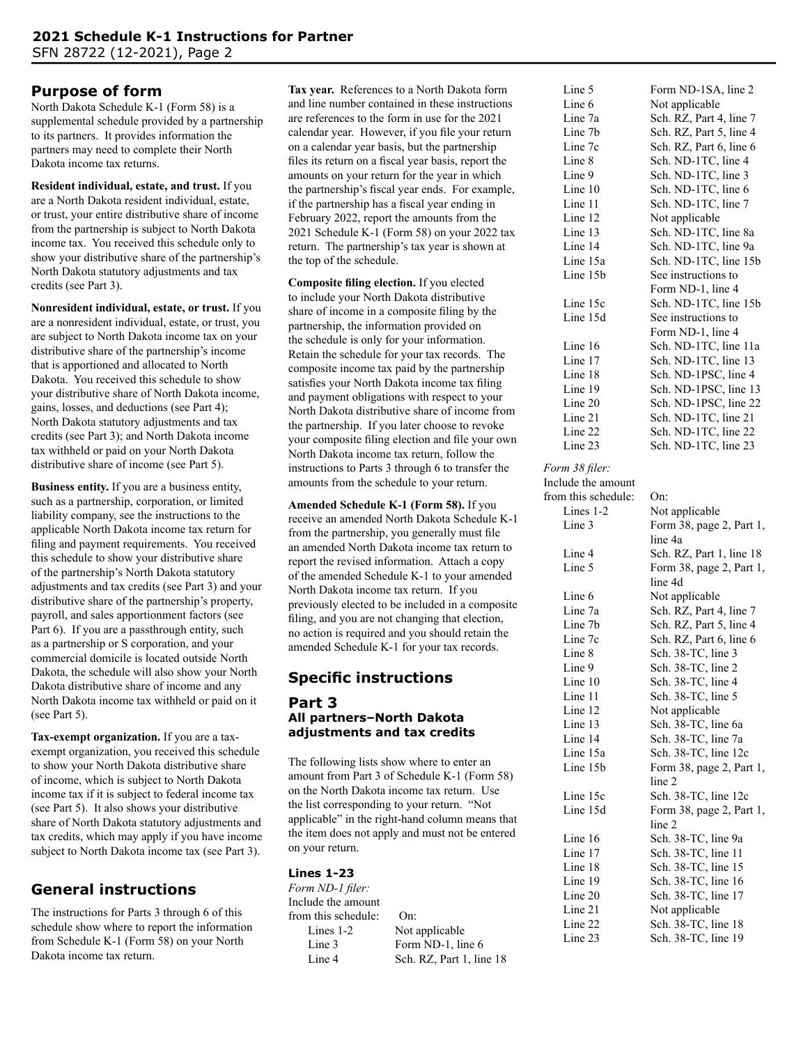## Purpose of form

North Dakota Schedule K-1 (Form 58) is a supplemental schedule provided by a partnership to its partners. It provides information the partners may need to complete their North Dakota income tax returns.

**Resident individual, estate, and trust.** If you are a North Dakota resident individual, estate, or trust, your entire distributive share of income from the partnership is subject to North Dakota income tax. You received this schedule only to show your distributive share of the partnership's North Dakota statutory adjustments and tax credits (see Part 3).

**Nonresident individual, estate, or trust.** If you are a nonresident individual, estate, or trust, you are subject to North Dakota income tax on your distributive share of the partnership's income that is apportioned and allocated to North Dakota. You received this schedule to show your distributive share of North Dakota income, gains, losses, and deductions (see Part 4); North Dakota statutory adjustments and tax credits (see Part 3); and North Dakota income tax withheld or paid on your North Dakota distributive share of income (see Part 5).

**Business entity.** If you are a business entity, such as a partnership, corporation, or limited liability company, see the instructions to the applicable North Dakota income tax return for filing and payment requirements. You received this schedule to show your distributive share of the partnership's North Dakota statutory adjustments and tax credits (see Part 3) and your distributive share of the partnership's property, payroll, and sales apportionment factors (see Part 6). If you are a passthrough entity, such as a partnership or S corporation, and your commercial domicile is located outside North Dakota, the schedule will also show your North Dakota distributive share of income and any North Dakota income tax withheld or paid on it (see Part 5).

**Tax-exempt organization.** If you are a tax-exempt organization, you received this schedule to show your North Dakota distributive share of income, which is subject to North Dakota income tax if it is subject to federal income tax (see Part 5). It also shows your distributive share of North Dakota statutory adjustments and tax credits, which may apply if you have income subject to North Dakota income tax (see Part 3).

## General instructions

The instructions for Parts 3 through 6 of this schedule show where to report the information from Schedule K-1 (Form 58) on your North Dakota income tax return.

**Tax year.** References to a North Dakota form and line number contained in these instructions are references to the form in use for the 2021 calendar year. However, if you file your return on a calendar year basis, but the partnership files its return on a fiscal year basis, report the amounts on your return for the year in which the partnership's fiscal year ends. For example, if the partnership has a fiscal year ending in February 2022, report the amounts from the 2021 Schedule K-1 (Form 58) on your 2022 tax return. The partnership's tax year is shown at the top of the schedule.

**Composite filing election.** If you elected to include your North Dakota distributive share of income in a composite filing by the partnership, the information provided on the schedule is only for your information. Retain the schedule for your tax records. The composite income tax paid by the partnership satisfies your North Dakota income tax filing and payment obligations with respect to your North Dakota distributive share of income from the partnership. If you later choose to revoke your composite filing election and file your own North Dakota income tax return, follow the instructions to Parts 3 through 6 to transfer the amounts from the schedule to your return.

**Amended Schedule K-1 (Form 58).** If you receive an amended North Dakota Schedule K-1 from the partnership, you generally must file an amended North Dakota income tax return to report the revised information. Attach a copy of the amended Schedule K-1 to your amended North Dakota income tax return. If you previously elected to be included in a composite filing, and you are not changing that election, no action is required and you should retain the amended Schedule K-1 for your tax records.

## Specific instructions

### Part 3
### All partners–North Dakota adjustments and tax credits

The following lists show where to enter an amount from Part 3 of Schedule K-1 (Form 58) on the North Dakota income tax return. Use the list corresponding to your return. "Not applicable" in the right-hand column means that the item does not apply and must not be entered on your return.

#### Lines 1-23

*Form ND-1 filer:*

| Include the amount from this schedule: | On: |
|---|---|
| Lines 1-2 | Not applicable |
| Line 3 | Form ND-1, line 6 |
| Line 4 | Sch. RZ, Part 1, line 18 |
| Line 5 | Form ND-1SA, line 2 |
| Line 6 | Not applicable |
| Line 7a | Sch. RZ, Part 4, line 7 |
| Line 7b | Sch. RZ, Part 5, line 4 |
| Line 7c | Sch. RZ, Part 6, line 6 |
| Line 8 | Sch. ND-1TC, line 4 |
| Line 9 | Sch. ND-1TC, line 3 |
| Line 10 | Sch. ND-1TC, line 6 |
| Line 11 | Sch. ND-1TC, line 7 |
| Line 12 | Not applicable |
| Line 13 | Sch. ND-1TC, line 8a |
| Line 14 | Sch. ND-1TC, line 9a |
| Line 15a | Sch. ND-1TC, line 15b |
| Line 15b | See instructions to Form ND-1, line 4 |
| Line 15c | Sch. ND-1TC, line 15b |
| Line 15d | See instructions to Form ND-1, line 4 |
| Line 16 | Sch. ND-1TC, line 11a |
| Line 17 | Sch. ND-1TC, line 13 |
| Line 18 | Sch. ND-1PSC, line 4 |
| Line 19 | Sch. ND-1PSC, line 13 |
| Line 20 | Sch. ND-1PSC, line 22 |
| Line 21 | Sch. ND-1TC, line 21 |
| Line 22 | Sch. ND-1TC, line 22 |
| Line 23 | Sch. ND-1TC, line 23 |

*Form 38 filer:*

| Include the amount from this schedule: | On: |
|---|---|
| Lines 1-2 | Not applicable |
| Line 3 | Form 38, page 2, Part 1, line 4a |
| Line 4 | Sch. RZ, Part 1, line 18 |
| Line 5 | Form 38, page 2, Part 1, line 4d |
| Line 6 | Not applicable |
| Line 7a | Sch. RZ, Part 4, line 7 |
| Line 7b | Sch. RZ, Part 5, line 4 |
| Line 7c | Sch. RZ, Part 6, line 6 |
| Line 8 | Sch. 38-TC, line 3 |
| Line 9 | Sch. 38-TC, line 2 |
| Line 10 | Sch. 38-TC, line 4 |
| Line 11 | Sch. 38-TC, line 5 |
| Line 12 | Not applicable |
| Line 13 | Sch. 38-TC, line 6a |
| Line 14 | Sch. 38-TC, line 7a |
| Line 15a | Sch. 38-TC, line 12c |
| Line 15b | Form 38, page 2, Part 1, line 2 |
| Line 15c | Sch. 38-TC, line 12c |
| Line 15d | Form 38, page 2, Part 1, line 2 |
| Line 16 | Sch. 38-TC, line 9a |
| Line 17 | Sch. 38-TC, line 11 |
| Line 18 | Sch. 38-TC, line 15 |
| Line 19 | Sch. 38-TC, line 16 |
| Line 20 | Sch. 38-TC, line 17 |
| Line 21 | Not applicable |
| Line 22 | Sch. 38-TC, line 18 |
| Line 23 | Sch. 38-TC, line 19 |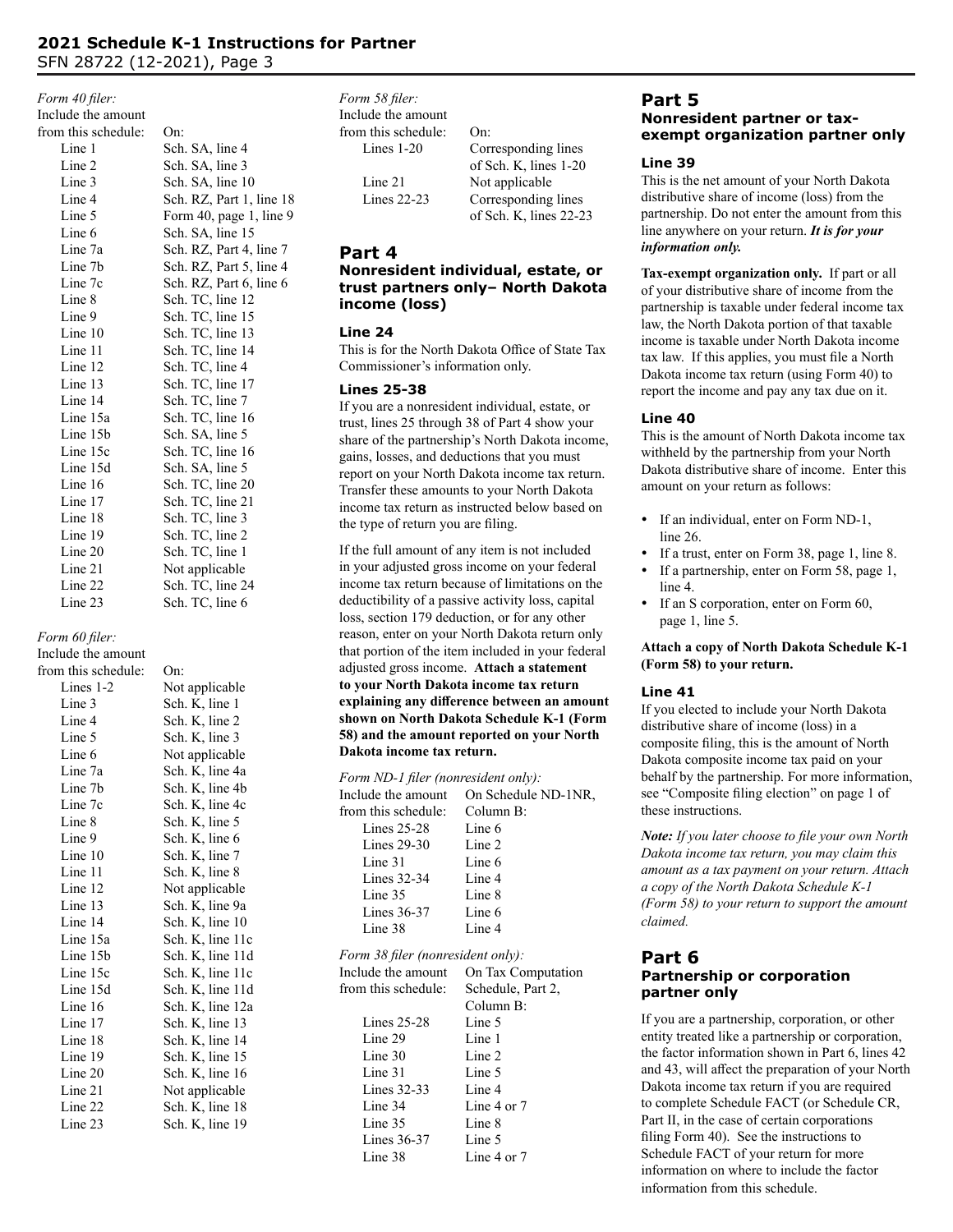*Form 40 filer:*

| Include the amount from this schedule: | On: |
|---|---|
| Line 1 | Sch. SA, line 4 |
| Line 2 | Sch. SA, line 3 |
| Line 3 | Sch. SA, line 10 |
| Line 4 | Sch. RZ, Part 1, line 18 |
| Line 5 | Form 40, page 1, line 9 |
| Line 6 | Sch. SA, line 15 |
| Line 7a | Sch. RZ, Part 4, line 7 |
| Line 7b | Sch. RZ, Part 5, line 4 |
| Line 7c | Sch. RZ, Part 6, line 6 |
| Line 8 | Sch. TC, line 12 |
| Line 9 | Sch. TC, line 15 |
| Line 10 | Sch. TC, line 13 |
| Line 11 | Sch. TC, line 14 |
| Line 12 | Sch. TC, line 4 |
| Line 13 | Sch. TC, line 17 |
| Line 14 | Sch. TC, line 7 |
| Line 15a | Sch. TC, line 16 |
| Line 15b | Sch. SA, line 5 |
| Line 15c | Sch. TC, line 16 |
| Line 15d | Sch. SA, line 5 |
| Line 16 | Sch. TC, line 20 |
| Line 17 | Sch. TC, line 21 |
| Line 18 | Sch. TC, line 3 |
| Line 19 | Sch. TC, line 2 |
| Line 20 | Sch. TC, line 1 |
| Line 21 | Not applicable |
| Line 22 | Sch. TC, line 24 |
| Line 23 | Sch. TC, line 6 |

*Form 60 filer:*

| Include the amount from this schedule: | On: |
|---|---|
| Lines 1-2 | Not applicable |
| Line 3 | Sch. K, line 1 |
| Line 4 | Sch. K, line 2 |
| Line 5 | Sch. K, line 3 |
| Line 6 | Not applicable |
| Line 7a | Sch. K, line 4a |
| Line 7b | Sch. K, line 4b |
| Line 7c | Sch. K, line 4c |
| Line 8 | Sch. K, line 5 |
| Line 9 | Sch. K, line 6 |
| Line 10 | Sch. K, line 7 |
| Line 11 | Sch. K, line 8 |
| Line 12 | Not applicable |
| Line 13 | Sch. K, line 9a |
| Line 14 | Sch. K, line 10 |
| Line 15a | Sch. K, line 11c |
| Line 15b | Sch. K, line 11d |
| Line 15c | Sch. K, line 11c |
| Line 15d | Sch. K, line 11d |
| Line 16 | Sch. K, line 12a |
| Line 17 | Sch. K, line 13 |
| Line 18 | Sch. K, line 14 |
| Line 19 | Sch. K, line 15 |
| Line 20 | Sch. K, line 16 |
| Line 21 | Not applicable |
| Line 22 | Sch. K, line 18 |
| Line 23 | Sch. K, line 19 |

*Form 58 filer:*

| Include the amount from this schedule: | On: |
|---|---|
| Lines 1-20 | Corresponding lines of Sch. K, lines 1-20 |
| Line 21 | Not applicable |
| Lines 22-23 | Corresponding lines of Sch. K, lines 22-23 |

## Part 4
### Nonresident individual, estate, or trust partners only– North Dakota income (loss)

#### Line 24

This is for the North Dakota Office of State Tax Commissioner's information only.

#### Lines 25-38

If you are a nonresident individual, estate, or trust, lines 25 through 38 of Part 4 show your share of the partnership's North Dakota income, gains, losses, and deductions that you must report on your North Dakota income tax return. Transfer these amounts to your North Dakota income tax return as instructed below based on the type of return you are filing.

If the full amount of any item is not included in your adjusted gross income on your federal income tax return because of limitations on the deductibility of a passive activity loss, capital loss, section 179 deduction, or for any other reason, enter on your North Dakota return only that portion of the item included in your federal adjusted gross income. **Attach a statement to your North Dakota income tax return explaining any difference between an amount shown on North Dakota Schedule K-1 (Form 58) and the amount reported on your North Dakota income tax return.**

*Form ND-1 filer (nonresident only):*

| Include the amount from this schedule: | On Schedule ND-1NR, Column B: |
|---|---|
| Lines 25-28 | Line 6 |
| Lines 29-30 | Line 2 |
| Line 31 | Line 6 |
| Lines 32-34 | Line 4 |
| Line 35 | Line 8 |
| Lines 36-37 | Line 6 |
| Line 38 | Line 4 |

*Form 38 filer (nonresident only):*

| Include the amount from this schedule: | On Tax Computation Schedule, Part 2, Column B: |
|---|---|
| Lines 25-28 | Line 5 |
| Line 29 | Line 1 |
| Line 30 | Line 2 |
| Line 31 | Line 5 |
| Lines 32-33 | Line 4 |
| Line 34 | Line 4 or 7 |
| Line 35 | Line 8 |
| Lines 36-37 | Line 5 |
| Line 38 | Line 4 or 7 |

## Part 5
### Nonresident partner or tax-exempt organization partner only

#### Line 39

This is the net amount of your North Dakota distributive share of income (loss) from the partnership. Do not enter the amount from this line anywhere on your return. ***It is for your information only.***

**Tax-exempt organization only.** If part or all of your distributive share of income from the partnership is taxable under federal income tax law, the North Dakota portion of that taxable income is taxable under North Dakota income tax law. If this applies, you must file a North Dakota income tax return (using Form 40) to report the income and pay any tax due on it.

#### Line 40

This is the amount of North Dakota income tax withheld by the partnership from your North Dakota distributive share of income. Enter this amount on your return as follows:

- If an individual, enter on Form ND-1, line 26.
- If a trust, enter on Form 38, page 1, line 8.
- If a partnership, enter on Form 58, page 1, line 4.
- If an S corporation, enter on Form 60, page 1, line 5.

**Attach a copy of North Dakota Schedule K-1 (Form 58) to your return.**

#### Line 41

If you elected to include your North Dakota distributive share of income (loss) in a composite filing, this is the amount of North Dakota composite income tax paid on your behalf by the partnership. For more information, see "Composite filing election" on page 1 of these instructions.

***Note:*** *If you later choose to file your own North Dakota income tax return, you may claim this amount as a tax payment on your return. Attach a copy of the North Dakota Schedule K-1 (Form 58) to your return to support the amount claimed.*

## Part 6
### Partnership or corporation partner only

If you are a partnership, corporation, or other entity treated like a partnership or corporation, the factor information shown in Part 6, lines 42 and 43, will affect the preparation of your North Dakota income tax return if you are required to complete Schedule FACT (or Schedule CR, Part II, in the case of certain corporations filing Form 40). See the instructions to Schedule FACT of your return for more information on where to include the factor information from this schedule.